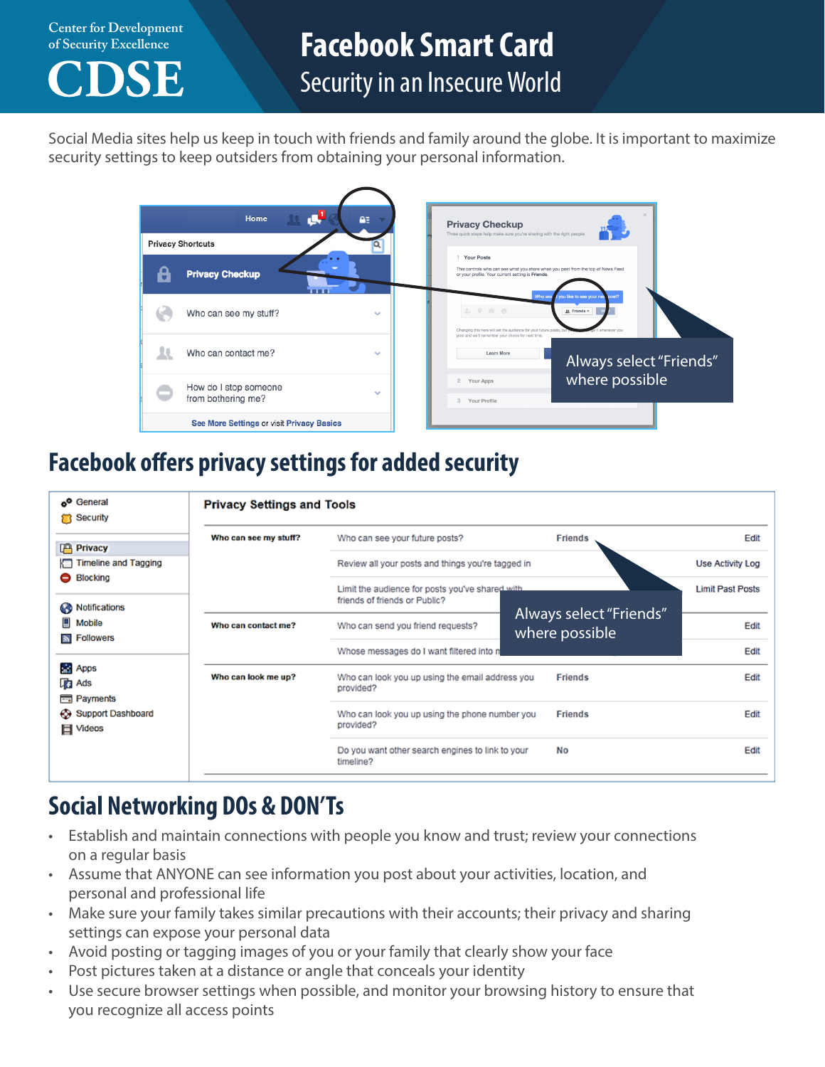Center for Development of Security Excellence

CDSE

# Facebook Smart Card

## Security in an Insecure World

Social Media sites help us keep in touch with friends and family around the globe. It is important to maximize security settings to keep outsiders from obtaining your personal information.

Privacy Shortcuts

- Privacy Checkup
- Who can see my stuff?
- Who can contact me?
- How do I stop someone from bothering me?

See More Settings or visit Privacy Basics

Privacy Checkup

Always select "Friends" where possible

## Facebook offers privacy settings for added security

**Privacy Settings and Tools**

| | | | |
|---|---|---|---|
| **Who can see my stuff?** | Who can see your future posts? | Friends | Edit |
| | Review all your posts and things you're tagged in | | Use Activity Log |
| | Limit the audience for posts you've shared with friends of friends or Public? | | Limit Past Posts |
| **Who can contact me?** | Who can send you friend requests? | | Edit |
| | Whose messages do I want filtered into my Inbox? | | Edit |
| **Who can look me up?** | Who can look you up using the email address you provided? | Friends | Edit |
| | Who can look you up using the phone number you provided? | Friends | Edit |
| | Do you want other search engines to link to your timeline? | No | Edit |

Always select "Friends" where possible

## Social Networking DOs & DON'Ts

- Establish and maintain connections with people you know and trust; review your connections on a regular basis
- Assume that ANYONE can see information you post about your activities, location, and personal and professional life
- Make sure your family takes similar precautions with their accounts; their privacy and sharing settings can expose your personal data
- Avoid posting or tagging images of you or your family that clearly show your face
- Post pictures taken at a distance or angle that conceals your identity
- Use secure browser settings when possible, and monitor your browsing history to ensure that you recognize all access points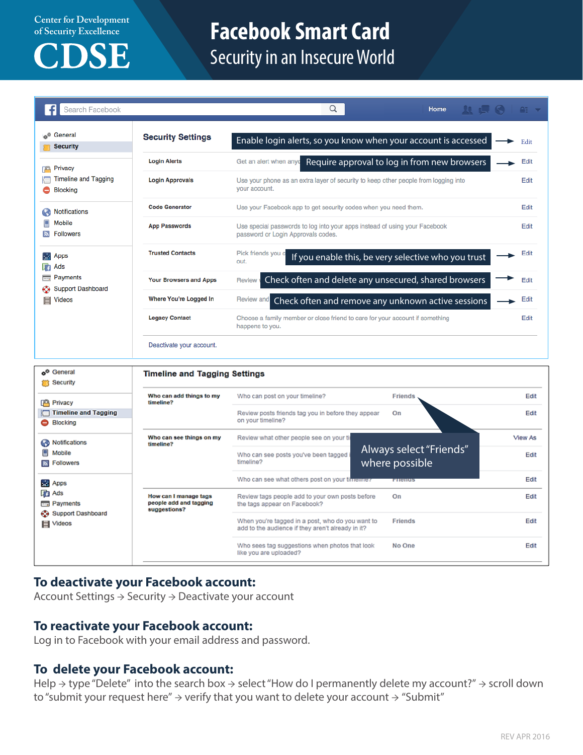Center for Development of Security Excellence

# CDSE

# Facebook Smart Card

## Security in an Insecure World

Search Facebook | Home

- General
- **Security**
- Privacy
- Timeline and Tagging
- Blocking
- Notifications
- Mobile
- Followers
- Apps
- Ads
- Payments
- Support Dashboard
- Videos

### Security Settings

Enable login alerts, so you know when your account is accessed → Edit

| | | |
|---|---|---|
| Login Alerts | Get an alert when anyo Require approval to log in from new browsers → | Edit |
| Login Approvals | Use your phone as an extra layer of security to keep other people from logging into your account. | Edit |
| Code Generator | Use your Facebook app to get security codes when you need them. | Edit |
| App Passwords | Use special passwords to log into your apps instead of using your Facebook password or Login Approvals codes. | Edit |
| Trusted Contacts | Pick friends you c out. If you enable this, be very selective who you trust → | Edit |
| Your Browsers and Apps | Review Check often and delete any unsecured, shared browsers → | Edit |
| Where You're Logged In | Review and Check often and remove any unknown active sessions → | Edit |
| Legacy Contact | Choose a family member or close friend to care for your account if something happens to you. | Edit |

Deactivate your account.

- General
- Security
- Privacy
- **Timeline and Tagging**
- Blocking
- Notifications
- Mobile
- Followers
- Apps
- Ads
- Payments
- Support Dashboard
- Videos

### Timeline and Tagging Settings

| | | | |
|---|---|---|---|
| Who can add things to my timeline? | Who can post on your timeline? | Friends | Edit |
| | Review posts friends tag you in before they appear on your timeline? | On | Edit |
| Who can see things on my timeline? | Review what other people see on your ti | | View As |
| | Who can see posts you've been tagged timeline? | | Edit |
| | Who can see what others post on your timeline? | Friends | Edit |
| How can I manage tags people add and tagging suggestions? | Review tags people add to your own posts before the tags appear on Facebook? | On | Edit |
| | When you're tagged in a post, who do you want to add to the audience if they aren't already in it? | Friends | Edit |
| | Who sees tag suggestions when photos that look like you are uploaded? | No One | Edit |

Always select "Friends" where possible

## To deactivate your Facebook account:

Account Settings → Security → Deactivate your account

## To reactivate your Facebook account:

Log in to Facebook with your email address and password.

## To delete your Facebook account:

Help → type "Delete" into the search box → select "How do I permanently delete my account?" → scroll down to "submit your request here" → verify that you want to delete your account → "Submit"

REV APR 2016